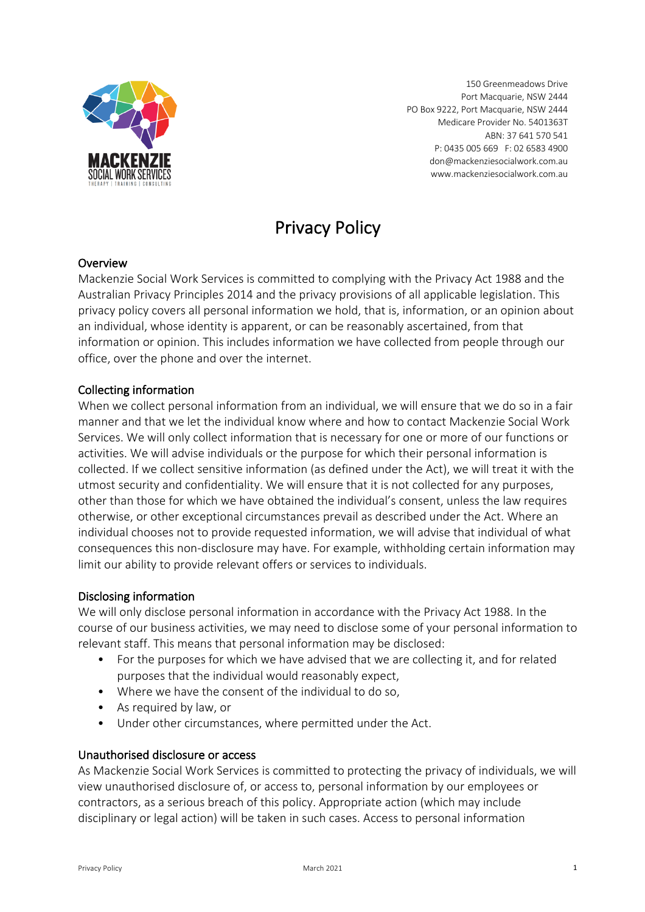150 Greenmeadows Drive
Port Macquarie, NSW 2444
PO Box 9222, Port Macquarie, NSW 2444
Medicare Provider No. 5401363T
ABN: 37 641 570 541
P: 0435 005 669 F: 02 6583 4900
don@mackenziesocialwork.com.au
www.mackenziesocialwork.com.au

# Privacy Policy

## Overview

Mackenzie Social Work Services is committed to complying with the Privacy Act 1988 and the Australian Privacy Principles 2014 and the privacy provisions of all applicable legislation. This privacy policy covers all personal information we hold, that is, information, or an opinion about an individual, whose identity is apparent, or can be reasonably ascertained, from that information or opinion. This includes information we have collected from people through our office, over the phone and over the internet.

## Collecting information

When we collect personal information from an individual, we will ensure that we do so in a fair manner and that we let the individual know where and how to contact Mackenzie Social Work Services. We will only collect information that is necessary for one or more of our functions or activities. We will advise individuals or the purpose for which their personal information is collected. If we collect sensitive information (as defined under the Act), we will treat it with the utmost security and confidentiality. We will ensure that it is not collected for any purposes, other than those for which we have obtained the individual's consent, unless the law requires otherwise, or other exceptional circumstances prevail as described under the Act. Where an individual chooses not to provide requested information, we will advise that individual of what consequences this non-disclosure may have. For example, withholding certain information may limit our ability to provide relevant offers or services to individuals.

## Disclosing information

We will only disclose personal information in accordance with the Privacy Act 1988. In the course of our business activities, we may need to disclose some of your personal information to relevant staff. This means that personal information may be disclosed:

- For the purposes for which we have advised that we are collecting it, and for related purposes that the individual would reasonably expect,
- Where we have the consent of the individual to do so,
- As required by law, or
- Under other circumstances, where permitted under the Act.

## Unauthorised disclosure or access

As Mackenzie Social Work Services is committed to protecting the privacy of individuals, we will view unauthorised disclosure of, or access to, personal information by our employees or contractors, as a serious breach of this policy. Appropriate action (which may include disciplinary or legal action) will be taken in such cases. Access to personal information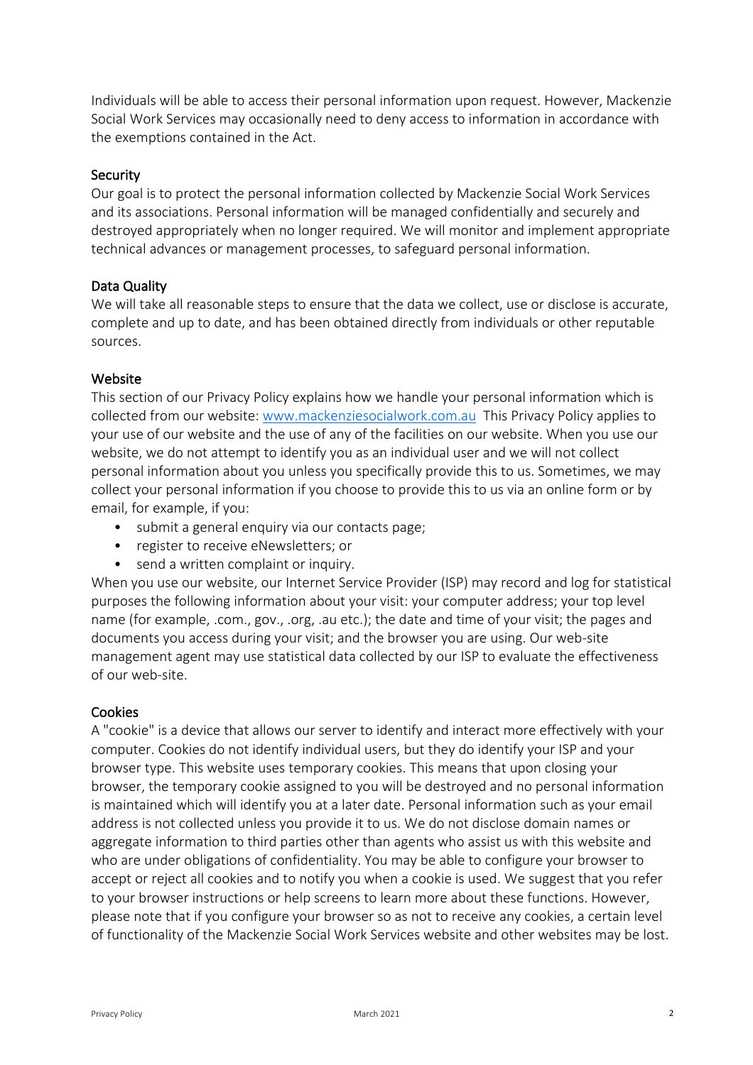Individuals will be able to access their personal information upon request. However, Mackenzie Social Work Services may occasionally need to deny access to information in accordance with the exemptions contained in the Act.

## Security

Our goal is to protect the personal information collected by Mackenzie Social Work Services and its associations. Personal information will be managed confidentially and securely and destroyed appropriately when no longer required. We will monitor and implement appropriate technical advances or management processes, to safeguard personal information.

## Data Quality

We will take all reasonable steps to ensure that the data we collect, use or disclose is accurate, complete and up to date, and has been obtained directly from individuals or other reputable sources.

## Website

This section of our Privacy Policy explains how we handle your personal information which is collected from our website: [www.mackenziesocialwork.com.au](http://www.mackenziesocialwork.com.au) This Privacy Policy applies to your use of our website and the use of any of the facilities on our website. When you use our website, we do not attempt to identify you as an individual user and we will not collect personal information about you unless you specifically provide this to us. Sometimes, we may collect your personal information if you choose to provide this to us via an online form or by email, for example, if you:

- submit a general enquiry via our contacts page;
- register to receive eNewsletters; or
- send a written complaint or inquiry.

When you use our website, our Internet Service Provider (ISP) may record and log for statistical purposes the following information about your visit: your computer address; your top level name (for example, .com., gov., .org, .au etc.); the date and time of your visit; the pages and documents you access during your visit; and the browser you are using. Our web-site management agent may use statistical data collected by our ISP to evaluate the effectiveness of our web-site.

## Cookies

A "cookie" is a device that allows our server to identify and interact more effectively with your computer. Cookies do not identify individual users, but they do identify your ISP and your browser type. This website uses temporary cookies. This means that upon closing your browser, the temporary cookie assigned to you will be destroyed and no personal information is maintained which will identify you at a later date. Personal information such as your email address is not collected unless you provide it to us. We do not disclose domain names or aggregate information to third parties other than agents who assist us with this website and who are under obligations of confidentiality. You may be able to configure your browser to accept or reject all cookies and to notify you when a cookie is used. We suggest that you refer to your browser instructions or help screens to learn more about these functions. However, please note that if you configure your browser so as not to receive any cookies, a certain level of functionality of the Mackenzie Social Work Services website and other websites may be lost.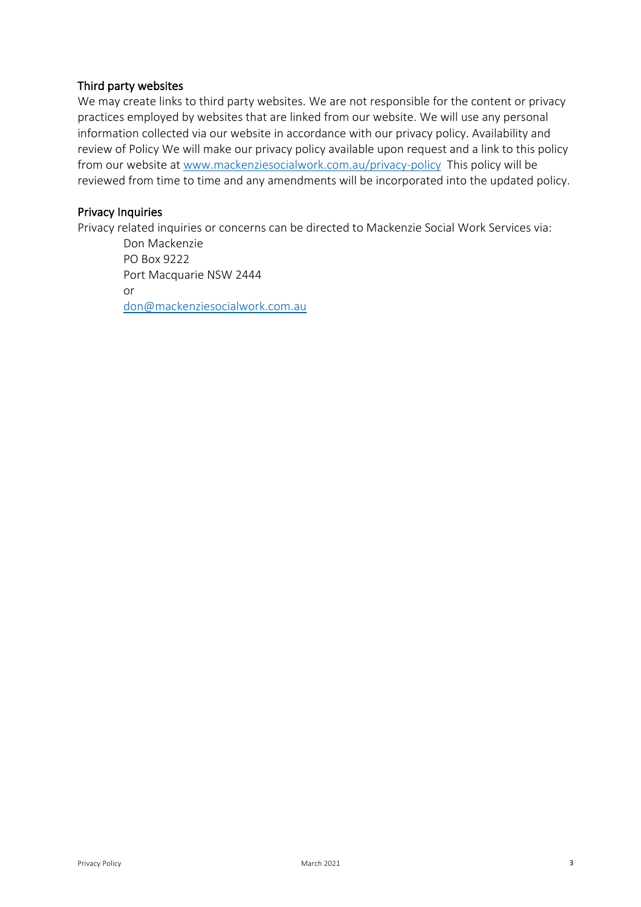## Third party websites

We may create links to third party websites. We are not responsible for the content or privacy practices employed by websites that are linked from our website. We will use any personal information collected via our website in accordance with our privacy policy. Availability and review of Policy We will make our privacy policy available upon request and a link to this policy from our website at [www.mackenziesocialwork.com.au/privacy-policy](http://www.mackenziesocialwork.com.au/privacy-policy) This policy will be reviewed from time to time and any amendments will be incorporated into the updated policy.

## Privacy Inquiries

Privacy related inquiries or concerns can be directed to Mackenzie Social Work Services via:

Don Mackenzie
PO Box 9222
Port Macquarie NSW 2444
or
[don@mackenziesocialwork.com.au](mailto:don@mackenziesocialwork.com.au)